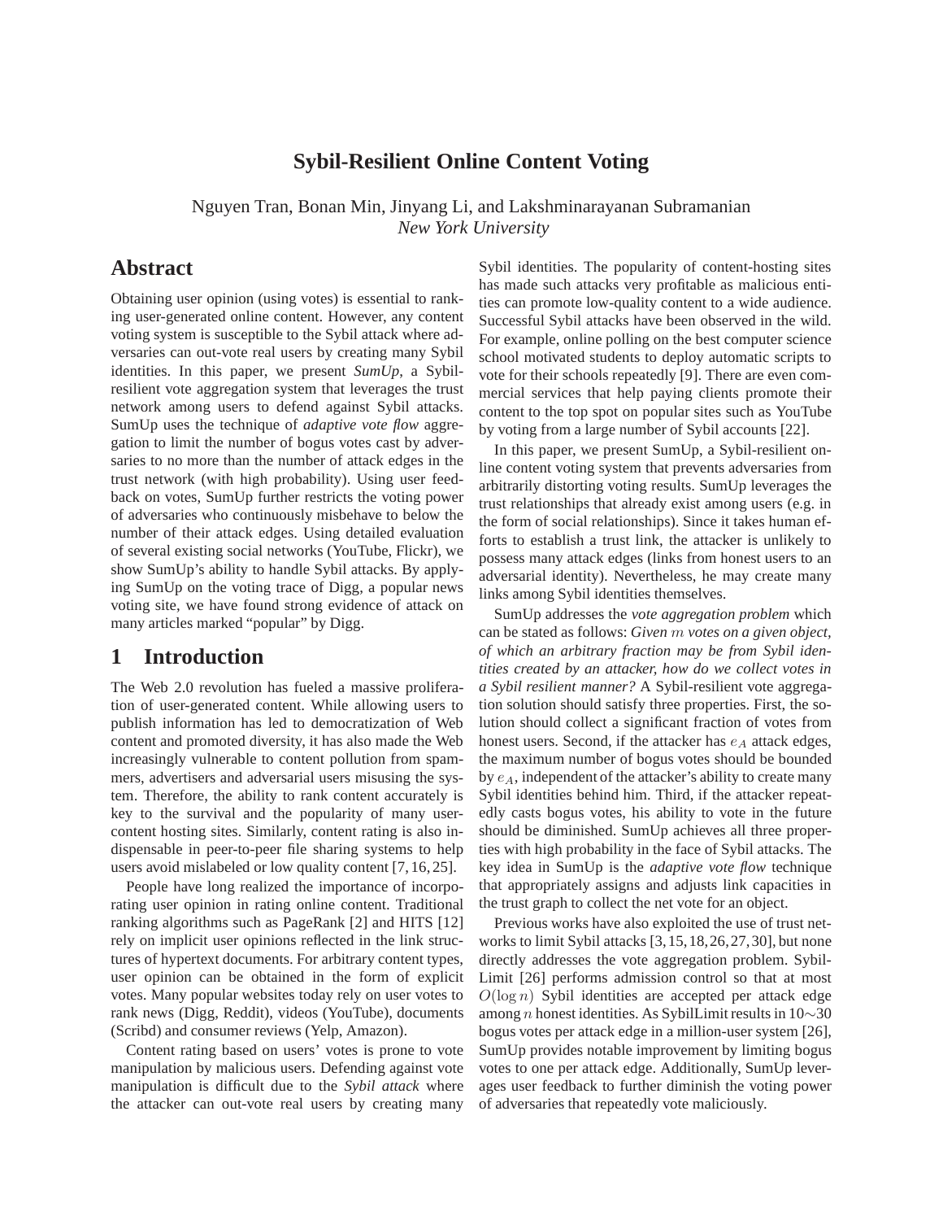# Sybil-Resilient Online Content Voting

Nguyen Tran, Bonan Min, Jinyang Li, and Lakshminarayanan Subramanian
*New York University*

## Abstract

Obtaining user opinion (using votes) is essential to ranking user-generated online content. However, any content voting system is susceptible to the Sybil attack where adversaries can out-vote real users by creating many Sybil identities. In this paper, we present *SumUp*, a Sybil-resilient vote aggregation system that leverages the trust network among users to defend against Sybil attacks. SumUp uses the technique of *adaptive vote flow* aggregation to limit the number of bogus votes cast by adversaries to no more than the number of attack edges in the trust network (with high probability). Using user feedback on votes, SumUp further restricts the voting power of adversaries who continuously misbehave to below the number of their attack edges. Using detailed evaluation of several existing social networks (YouTube, Flickr), we show SumUp's ability to handle Sybil attacks. By applying SumUp on the voting trace of Digg, a popular news voting site, we have found strong evidence of attack on many articles marked "popular" by Digg.

## 1 Introduction

The Web 2.0 revolution has fueled a massive proliferation of user-generated content. While allowing users to publish information has led to democratization of Web content and promoted diversity, it has also made the Web increasingly vulnerable to content pollution from spammers, advertisers and adversarial users misusing the system. Therefore, the ability to rank content accurately is key to the survival and the popularity of many user-content hosting sites. Similarly, content rating is also indispensable in peer-to-peer file sharing systems to help users avoid mislabeled or low quality content [7, 16, 25].

People have long realized the importance of incorporating user opinion in rating online content. Traditional ranking algorithms such as PageRank [2] and HITS [12] rely on implicit user opinions reflected in the link structures of hypertext documents. For arbitrary content types, user opinion can be obtained in the form of explicit votes. Many popular websites today rely on user votes to rank news (Digg, Reddit), videos (YouTube), documents (Scribd) and consumer reviews (Yelp, Amazon).

Content rating based on users' votes is prone to vote manipulation by malicious users. Defending against vote manipulation is difficult due to the *Sybil attack* where the attacker can out-vote real users by creating many Sybil identities. The popularity of content-hosting sites has made such attacks very profitable as malicious entities can promote low-quality content to a wide audience. Successful Sybil attacks have been observed in the wild. For example, online polling on the best computer science school motivated students to deploy automatic scripts to vote for their schools repeatedly [9]. There are even commercial services that help paying clients promote their content to the top spot on popular sites such as YouTube by voting from a large number of Sybil accounts [22].

In this paper, we present SumUp, a Sybil-resilient online content voting system that prevents adversaries from arbitrarily distorting voting results. SumUp leverages the trust relationships that already exist among users (e.g. in the form of social relationships). Since it takes human efforts to establish a trust link, the attacker is unlikely to possess many attack edges (links from honest users to an adversarial identity). Nevertheless, he may create many links among Sybil identities themselves.

SumUp addresses the *vote aggregation problem* which can be stated as follows: *Given $m$ votes on a given object, of which an arbitrary fraction may be from Sybil identities created by an attacker, how do we collect votes in a Sybil resilient manner?* A Sybil-resilient vote aggregation solution should satisfy three properties. First, the solution should collect a significant fraction of votes from honest users. Second, if the attacker has $e_A$ attack edges, the maximum number of bogus votes should be bounded by $e_A$, independent of the attacker's ability to create many Sybil identities behind him. Third, if the attacker repeatedly casts bogus votes, his ability to vote in the future should be diminished. SumUp achieves all three properties with high probability in the face of Sybil attacks. The key idea in SumUp is the *adaptive vote flow* technique that appropriately assigns and adjusts link capacities in the trust graph to collect the net vote for an object.

Previous works have also exploited the use of trust networks to limit Sybil attacks [3, 15, 18, 26, 27, 30], but none directly addresses the vote aggregation problem. SybilLimit [26] performs admission control so that at most $O(\log n)$ Sybil identities are accepted per attack edge among $n$ honest identities. As SybilLimit results in 10$\sim$30 bogus votes per attack edge in a million-user system [26], SumUp provides notable improvement by limiting bogus votes to one per attack edge. Additionally, SumUp leverages user feedback to further diminish the voting power of adversaries that repeatedly vote maliciously.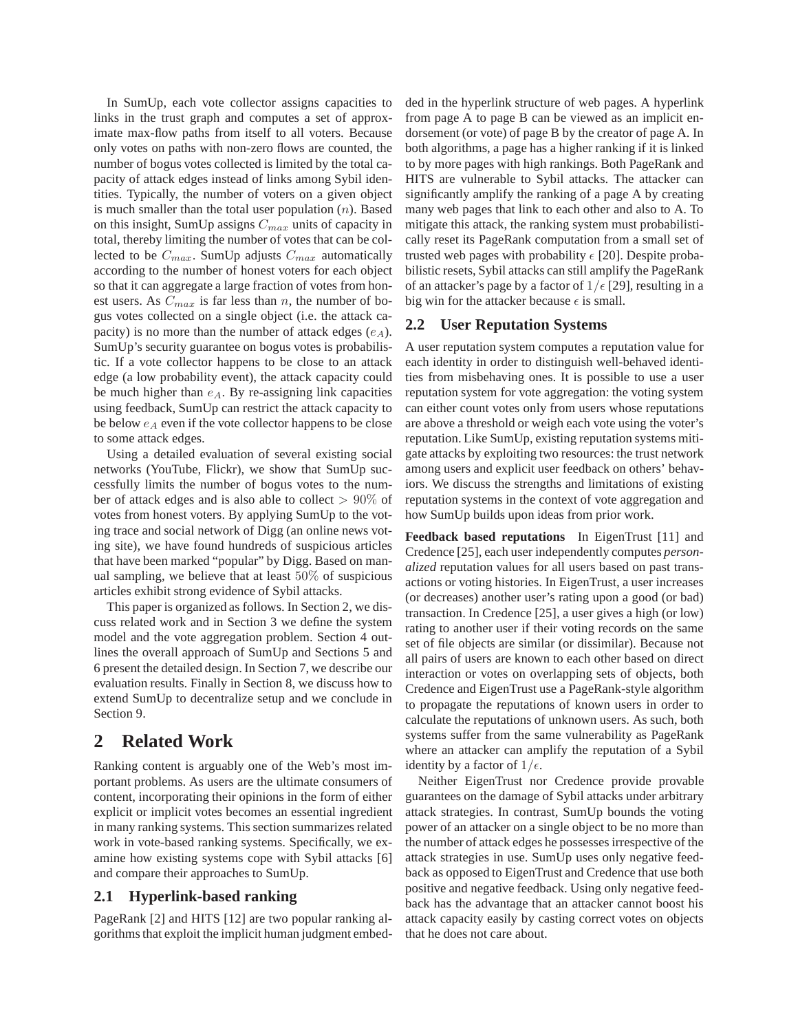In SumUp, each vote collector assigns capacities to links in the trust graph and computes a set of approximate max-flow paths from itself to all voters. Because only votes on paths with non-zero flows are counted, the number of bogus votes collected is limited by the total capacity of attack edges instead of links among Sybil identities. Typically, the number of voters on a given object is much smaller than the total user population ($n$). Based on this insight, SumUp assigns $C_{max}$ units of capacity in total, thereby limiting the number of votes that can be collected to be $C_{max}$. SumUp adjusts $C_{max}$ automatically according to the number of honest voters for each object so that it can aggregate a large fraction of votes from honest users. As $C_{max}$ is far less than $n$, the number of bogus votes collected on a single object (i.e. the attack capacity) is no more than the number of attack edges ($e_A$). SumUp's security guarantee on bogus votes is probabilistic. If a vote collector happens to be close to an attack edge (a low probability event), the attack capacity could be much higher than $e_A$. By re-assigning link capacities using feedback, SumUp can restrict the attack capacity to be below $e_A$ even if the vote collector happens to be close to some attack edges.

Using a detailed evaluation of several existing social networks (YouTube, Flickr), we show that SumUp successfully limits the number of bogus votes to the number of attack edges and is also able to collect $> 90\%$ of votes from honest voters. By applying SumUp to the voting trace and social network of Digg (an online news voting site), we have found hundreds of suspicious articles that have been marked "popular" by Digg. Based on manual sampling, we believe that at least $50\%$ of suspicious articles exhibit strong evidence of Sybil attacks.

This paper is organized as follows. In Section 2, we discuss related work and in Section 3 we define the system model and the vote aggregation problem. Section 4 outlines the overall approach of SumUp and Sections 5 and 6 present the detailed design. In Section 7, we describe our evaluation results. Finally in Section 8, we discuss how to extend SumUp to decentralize setup and we conclude in Section 9.

# 2 Related Work

Ranking content is arguably one of the Web's most important problems. As users are the ultimate consumers of content, incorporating their opinions in the form of either explicit or implicit votes becomes an essential ingredient in many ranking systems. This section summarizes related work in vote-based ranking systems. Specifically, we examine how existing systems cope with Sybil attacks [6] and compare their approaches to SumUp.

## 2.1 Hyperlink-based ranking

PageRank [2] and HITS [12] are two popular ranking algorithms that exploit the implicit human judgment embedded in the hyperlink structure of web pages. A hyperlink from page A to page B can be viewed as an implicit endorsement (or vote) of page B by the creator of page A. In both algorithms, a page has a higher ranking if it is linked to by more pages with high rankings. Both PageRank and HITS are vulnerable to Sybil attacks. The attacker can significantly amplify the ranking of a page A by creating many web pages that link to each other and also to A. To mitigate this attack, the ranking system must probabilistically reset its PageRank computation from a small set of trusted web pages with probability $\epsilon$ [20]. Despite probabilistic resets, Sybil attacks can still amplify the PageRank of an attacker's page by a factor of $1/\epsilon$ [29], resulting in a big win for the attacker because $\epsilon$ is small.

## 2.2 User Reputation Systems

A user reputation system computes a reputation value for each identity in order to distinguish well-behaved identities from misbehaving ones. It is possible to use a user reputation system for vote aggregation: the voting system can either count votes only from users whose reputations are above a threshold or weigh each vote using the voter's reputation. Like SumUp, existing reputation systems mitigate attacks by exploiting two resources: the trust network among users and explicit user feedback on others' behaviors. We discuss the strengths and limitations of existing reputation systems in the context of vote aggregation and how SumUp builds upon ideas from prior work.

**Feedback based reputations** In EigenTrust [11] and Credence [25], each user independently computes *personalized* reputation values for all users based on past transactions or voting histories. In EigenTrust, a user increases (or decreases) another user's rating upon a good (or bad) transaction. In Credence [25], a user gives a high (or low) rating to another user if their voting records on the same set of file objects are similar (or dissimilar). Because not all pairs of users are known to each other based on direct interaction or votes on overlapping sets of objects, both Credence and EigenTrust use a PageRank-style algorithm to propagate the reputations of known users in order to calculate the reputations of unknown users. As such, both systems suffer from the same vulnerability as PageRank where an attacker can amplify the reputation of a Sybil identity by a factor of $1/\epsilon$.

Neither EigenTrust nor Credence provide provable guarantees on the damage of Sybil attacks under arbitrary attack strategies. In contrast, SumUp bounds the voting power of an attacker on a single object to be no more than the number of attack edges he possesses irrespective of the attack strategies in use. SumUp uses only negative feedback as opposed to EigenTrust and Credence that use both positive and negative feedback. Using only negative feedback has the advantage that an attacker cannot boost his attack capacity easily by casting correct votes on objects that he does not care about.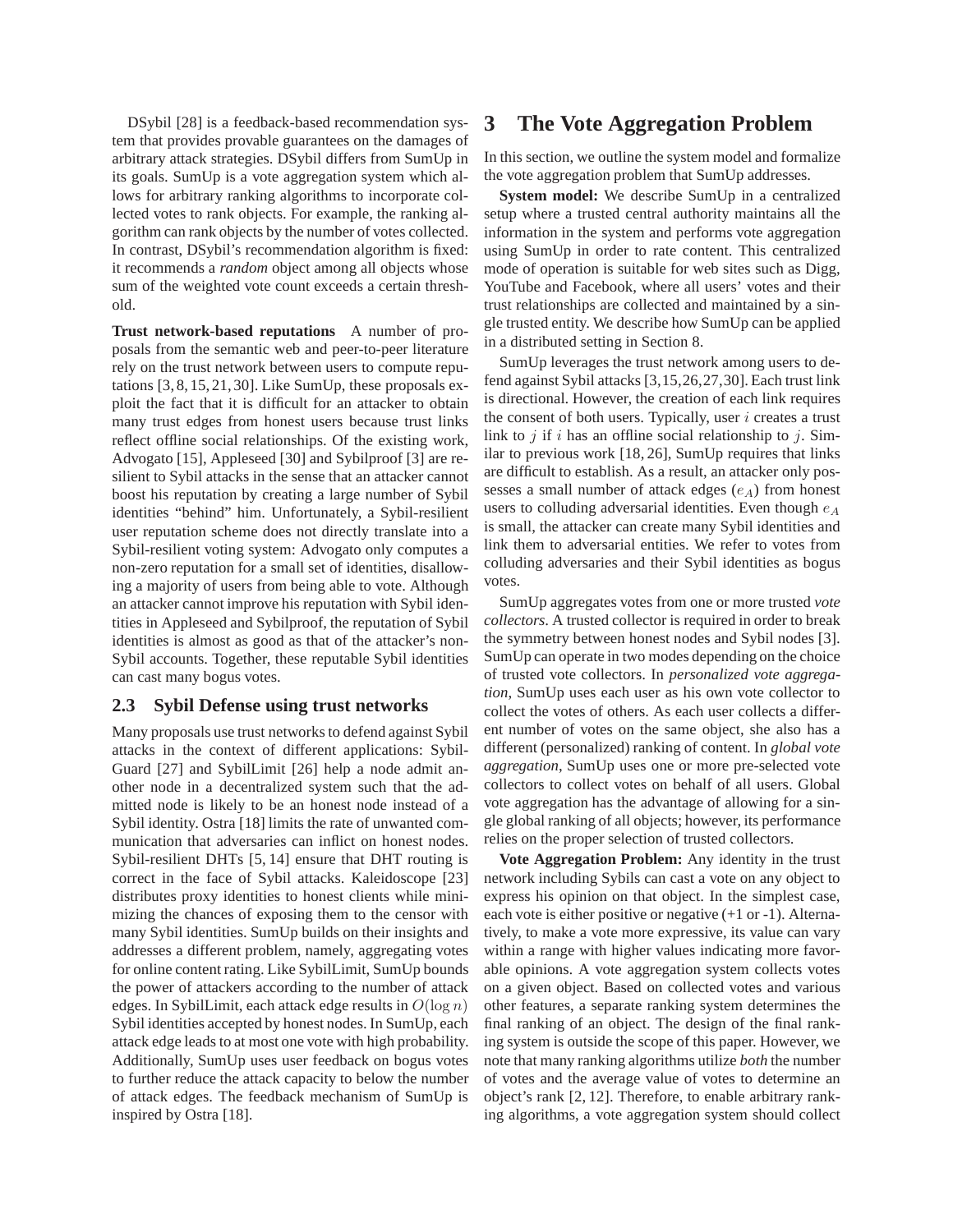DSybil [28] is a feedback-based recommendation system that provides provable guarantees on the damages of arbitrary attack strategies. DSybil differs from SumUp in its goals. SumUp is a vote aggregation system which allows for arbitrary ranking algorithms to incorporate collected votes to rank objects. For example, the ranking algorithm can rank objects by the number of votes collected. In contrast, DSybil's recommendation algorithm is fixed: it recommends a *random* object among all objects whose sum of the weighted vote count exceeds a certain threshold.

**Trust network-based reputations** A number of proposals from the semantic web and peer-to-peer literature rely on the trust network between users to compute reputations [3, 8, 15, 21, 30]. Like SumUp, these proposals exploit the fact that it is difficult for an attacker to obtain many trust edges from honest users because trust links reflect offline social relationships. Of the existing work, Advogato [15], Appleseed [30] and Sybilproof [3] are resilient to Sybil attacks in the sense that an attacker cannot boost his reputation by creating a large number of Sybil identities "behind" him. Unfortunately, a Sybil-resilient user reputation scheme does not directly translate into a Sybil-resilient voting system: Advogato only computes a non-zero reputation for a small set of identities, disallowing a majority of users from being able to vote. Although an attacker cannot improve his reputation with Sybil identities in Appleseed and Sybilproof, the reputation of Sybil identities is almost as good as that of the attacker's non-Sybil accounts. Together, these reputable Sybil identities can cast many bogus votes.

## 2.3 Sybil Defense using trust networks

Many proposals use trust networks to defend against Sybil attacks in the context of different applications: SybilGuard [27] and SybilLimit [26] help a node admit another node in a decentralized system such that the admitted node is likely to be an honest node instead of a Sybil identity. Ostra [18] limits the rate of unwanted communication that adversaries can inflict on honest nodes. Sybil-resilient DHTs [5, 14] ensure that DHT routing is correct in the face of Sybil attacks. Kaleidoscope [23] distributes proxy identities to honest clients while minimizing the chances of exposing them to the censor with many Sybil identities. SumUp builds on their insights and addresses a different problem, namely, aggregating votes for online content rating. Like SybilLimit, SumUp bounds the power of attackers according to the number of attack edges. In SybilLimit, each attack edge results in $O(\log n)$ Sybil identities accepted by honest nodes. In SumUp, each attack edge leads to at most one vote with high probability. Additionally, SumUp uses user feedback on bogus votes to further reduce the attack capacity to below the number of attack edges. The feedback mechanism of SumUp is inspired by Ostra [18].

# 3 The Vote Aggregation Problem

In this section, we outline the system model and formalize the vote aggregation problem that SumUp addresses.

**System model:** We describe SumUp in a centralized setup where a trusted central authority maintains all the information in the system and performs vote aggregation using SumUp in order to rate content. This centralized mode of operation is suitable for web sites such as Digg, YouTube and Facebook, where all users' votes and their trust relationships are collected and maintained by a single trusted entity. We describe how SumUp can be applied in a distributed setting in Section 8.

SumUp leverages the trust network among users to defend against Sybil attacks [3,15,26,27,30]. Each trust link is directional. However, the creation of each link requires the consent of both users. Typically, user $i$ creates a trust link to $j$ if $i$ has an offline social relationship to $j$. Similar to previous work [18, 26], SumUp requires that links are difficult to establish. As a result, an attacker only possesses a small number of attack edges ($e_A$) from honest users to colluding adversarial identities. Even though $e_A$ is small, the attacker can create many Sybil identities and link them to adversarial entities. We refer to votes from colluding adversaries and their Sybil identities as bogus votes.

SumUp aggregates votes from one or more trusted *vote collectors*. A trusted collector is required in order to break the symmetry between honest nodes and Sybil nodes [3]. SumUp can operate in two modes depending on the choice of trusted vote collectors. In *personalized vote aggregation*, SumUp uses each user as his own vote collector to collect the votes of others. As each user collects a different number of votes on the same object, she also has a different (personalized) ranking of content. In *global vote aggregation*, SumUp uses one or more pre-selected vote collectors to collect votes on behalf of all users. Global vote aggregation has the advantage of allowing for a single global ranking of all objects; however, its performance relies on the proper selection of trusted collectors.

**Vote Aggregation Problem:** Any identity in the trust network including Sybils can cast a vote on any object to express his opinion on that object. In the simplest case, each vote is either positive or negative (+1 or -1). Alternatively, to make a vote more expressive, its value can vary within a range with higher values indicating more favorable opinions. A vote aggregation system collects votes on a given object. Based on collected votes and various other features, a separate ranking system determines the final ranking of an object. The design of the final ranking system is outside the scope of this paper. However, we note that many ranking algorithms utilize *both* the number of votes and the average value of votes to determine an object's rank [2, 12]. Therefore, to enable arbitrary ranking algorithms, a vote aggregation system should collect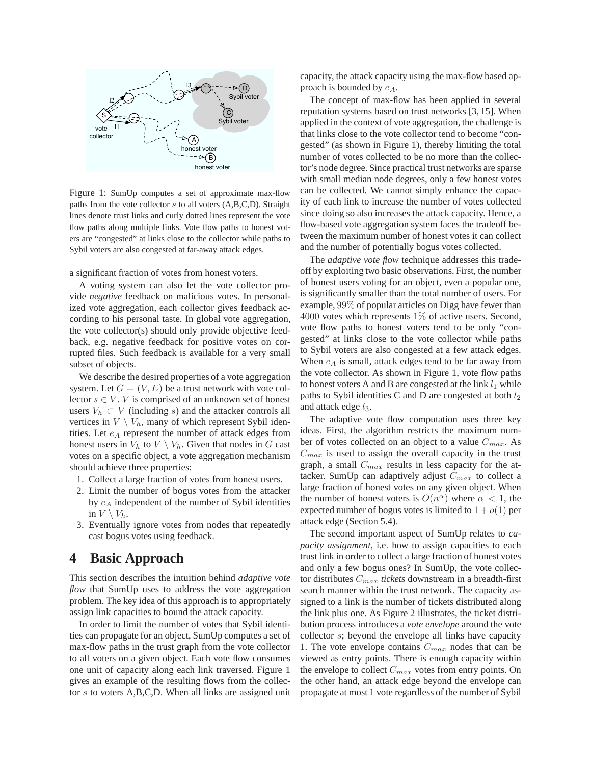Figure 1: SumUp computes a set of approximate max-flow paths from the vote collector $s$ to all voters (A,B,C,D). Straight lines denote trust links and curly dotted lines represent the vote flow paths along multiple links. Vote flow paths to honest voters are "congested" at links close to the collector while paths to Sybil voters are also congested at far-away attack edges.

a significant fraction of votes from honest voters.

A voting system can also let the vote collector provide *negative* feedback on malicious votes. In personalized vote aggregation, each collector gives feedback according to his personal taste. In global vote aggregation, the vote collector(s) should only provide objective feedback, e.g. negative feedback for positive votes on corrupted files. Such feedback is available for a very small subset of objects.

We describe the desired properties of a vote aggregation system. Let $G = (V, E)$ be a trust network with vote collector $s \in V$. $V$ is comprised of an unknown set of honest users $V_h \subset V$ (including $s$) and the attacker controls all vertices in $V \setminus V_h$, many of which represent Sybil identities. Let $e_A$ represent the number of attack edges from honest users in $V_h$ to $V \setminus V_h$. Given that nodes in $G$ cast votes on a specific object, a vote aggregation mechanism should achieve three properties:

1. Collect a large fraction of votes from honest users.
2. Limit the number of bogus votes from the attacker by $e_A$ independent of the number of Sybil identities in $V \setminus V_h$.
3. Eventually ignore votes from nodes that repeatedly cast bogus votes using feedback.

# 4 Basic Approach

This section describes the intuition behind *adaptive vote flow* that SumUp uses to address the vote aggregation problem. The key idea of this approach is to appropriately assign link capacities to bound the attack capacity.

In order to limit the number of votes that Sybil identities can propagate for an object, SumUp computes a set of max-flow paths in the trust graph from the vote collector to all voters on a given object. Each vote flow consumes one unit of capacity along each link traversed. Figure 1 gives an example of the resulting flows from the collector $s$ to voters A,B,C,D. When all links are assigned unit capacity, the attack capacity using the max-flow based approach is bounded by $e_A$.

The concept of max-flow has been applied in several reputation systems based on trust networks [3, 15]. When applied in the context of vote aggregation, the challenge is that links close to the vote collector tend to become "congested" (as shown in Figure 1), thereby limiting the total number of votes collected to be no more than the collector's node degree. Since practical trust networks are sparse with small median node degrees, only a few honest votes can be collected. We cannot simply enhance the capacity of each link to increase the number of votes collected since doing so also increases the attack capacity. Hence, a flow-based vote aggregation system faces the tradeoff between the maximum number of honest votes it can collect and the number of potentially bogus votes collected.

The *adaptive vote flow* technique addresses this tradeoff by exploiting two basic observations. First, the number of honest users voting for an object, even a popular one, is significantly smaller than the total number of users. For example, $99\%$ of popular articles on Digg have fewer than $4000$ votes which represents $1\%$ of active users. Second, vote flow paths to honest voters tend to be only "congested" at links close to the vote collector while paths to Sybil voters are also congested at a few attack edges. When $e_A$ is small, attack edges tend to be far away from the vote collector. As shown in Figure 1, vote flow paths to honest voters A and B are congested at the link $l_1$ while paths to Sybil identities C and D are congested at both $l_2$ and attack edge $l_3$.

The adaptive vote flow computation uses three key ideas. First, the algorithm restricts the maximum number of votes collected on an object to a value $C_{max}$. As $C_{max}$ is used to assign the overall capacity in the trust graph, a small $C_{max}$ results in less capacity for the attacker. SumUp can adaptively adjust $C_{max}$ to collect a large fraction of honest votes on any given object. When the number of honest voters is $O(n^{\alpha})$ where $\alpha < 1$, the expected number of bogus votes is limited to $1 + o(1)$ per attack edge (Section 5.4).

The second important aspect of SumUp relates to *capacity assignment*, i.e. how to assign capacities to each trust link in order to collect a large fraction of honest votes and only a few bogus ones? In SumUp, the vote collector distributes $C_{max}$ *tickets* downstream in a breadth-first search manner within the trust network. The capacity assigned to a link is the number of tickets distributed along the link plus one. As Figure 2 illustrates, the ticket distribution process introduces a *vote envelope* around the vote collector $s$; beyond the envelope all links have capacity 1. The vote envelope contains $C_{max}$ nodes that can be viewed as entry points. There is enough capacity within the envelope to collect $C_{max}$ votes from entry points. On the other hand, an attack edge beyond the envelope can propagate at most 1 vote regardless of the number of Sybil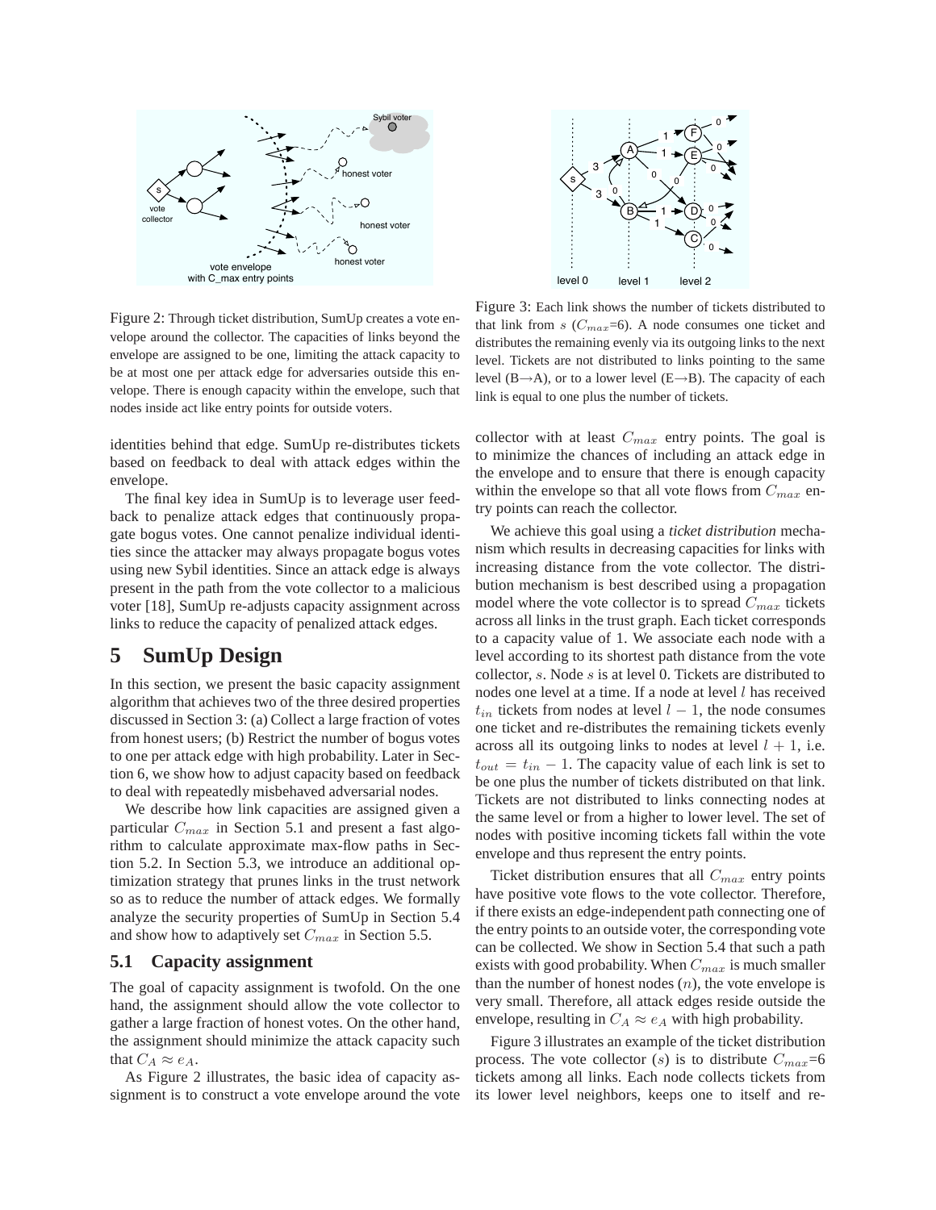Figure 2: Through ticket distribution, SumUp creates a vote envelope around the collector. The capacities of links beyond the envelope are assigned to be one, limiting the attack capacity to be at most one per attack edge for adversaries outside this envelope. There is enough capacity within the envelope, such that nodes inside act like entry points for outside voters.

Figure 3: Each link shows the number of tickets distributed to that link from $s$ ($C_{max}$=6). A node consumes one ticket and distributes the remaining evenly via its outgoing links to the next level. Tickets are not distributed to links pointing to the same level (B→A), or to a lower level (E→B). The capacity of each link is equal to one plus the number of tickets.

identities behind that edge. SumUp re-distributes tickets based on feedback to deal with attack edges within the envelope.

The final key idea in SumUp is to leverage user feedback to penalize attack edges that continuously propagate bogus votes. One cannot penalize individual identities since the attacker may always propagate bogus votes using new Sybil identities. Since an attack edge is always present in the path from the vote collector to a malicious voter [18], SumUp re-adjusts capacity assignment across links to reduce the capacity of penalized attack edges.

# 5 SumUp Design

In this section, we present the basic capacity assignment algorithm that achieves two of the three desired properties discussed in Section 3: (a) Collect a large fraction of votes from honest users; (b) Restrict the number of bogus votes to one per attack edge with high probability. Later in Section 6, we show how to adjust capacity based on feedback to deal with repeatedly misbehaved adversarial nodes.

We describe how link capacities are assigned given a particular $C_{max}$ in Section 5.1 and present a fast algorithm to calculate approximate max-flow paths in Section 5.2. In Section 5.3, we introduce an additional optimization strategy that prunes links in the trust network so as to reduce the number of attack edges. We formally analyze the security properties of SumUp in Section 5.4 and show how to adaptively set $C_{max}$ in Section 5.5.

## 5.1 Capacity assignment

The goal of capacity assignment is twofold. On the one hand, the assignment should allow the vote collector to gather a large fraction of honest votes. On the other hand, the assignment should minimize the attack capacity such that $C_A \approx e_A$.

As Figure 2 illustrates, the basic idea of capacity assignment is to construct a vote envelope around the vote collector with at least $C_{max}$ entry points. The goal is to minimize the chances of including an attack edge in the envelope and to ensure that there is enough capacity within the envelope so that all vote flows from $C_{max}$ entry points can reach the collector.

We achieve this goal using a *ticket distribution* mechanism which results in decreasing capacities for links with increasing distance from the vote collector. The distribution mechanism is best described using a propagation model where the vote collector is to spread $C_{max}$ tickets across all links in the trust graph. Each ticket corresponds to a capacity value of 1. We associate each node with a level according to its shortest path distance from the vote collector, $s$. Node $s$ is at level 0. Tickets are distributed to nodes one level at a time. If a node at level $l$ has received $t_{in}$ tickets from nodes at level $l-1$, the node consumes one ticket and re-distributes the remaining tickets evenly across all its outgoing links to nodes at level $l+1$, i.e. $t_{out} = t_{in} - 1$. The capacity value of each link is set to be one plus the number of tickets distributed on that link. Tickets are not distributed to links connecting nodes at the same level or from a higher to lower level. The set of nodes with positive incoming tickets fall within the vote envelope and thus represent the entry points.

Ticket distribution ensures that all $C_{max}$ entry points have positive vote flows to the vote collector. Therefore, if there exists an edge-independent path connecting one of the entry points to an outside voter, the corresponding vote can be collected. We show in Section 5.4 that such a path exists with good probability. When $C_{max}$ is much smaller than the number of honest nodes ($n$), the vote envelope is very small. Therefore, all attack edges reside outside the envelope, resulting in $C_A \approx e_A$ with high probability.

Figure 3 illustrates an example of the ticket distribution process. The vote collector ($s$) is to distribute $C_{max}$=6 tickets among all links. Each node collects tickets from its lower level neighbors, keeps one to itself and re-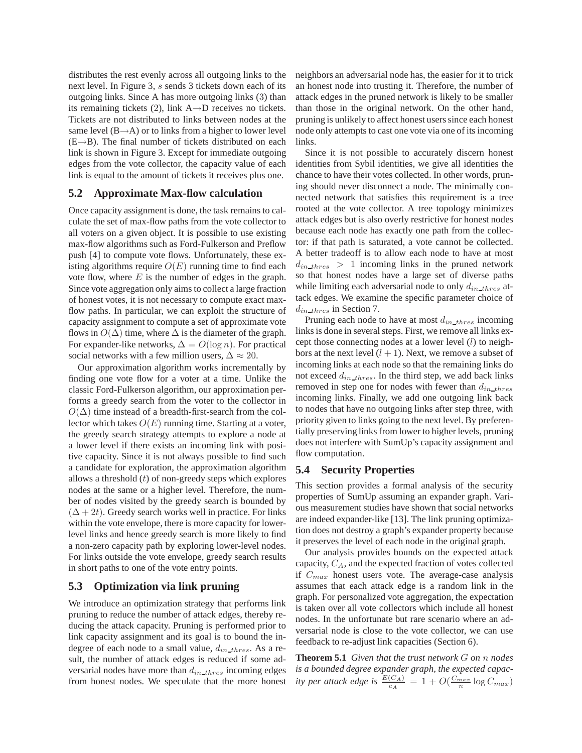distributes the rest evenly across all outgoing links to the next level. In Figure 3, $s$ sends 3 tickets down each of its outgoing links. Since A has more outgoing links (3) than its remaining tickets (2), link A→D receives no tickets. Tickets are not distributed to links between nodes at the same level (B→A) or to links from a higher to lower level (E→B). The final number of tickets distributed on each link is shown in Figure 3. Except for immediate outgoing edges from the vote collector, the capacity value of each link is equal to the amount of tickets it receives plus one.

## 5.2 Approximate Max-flow calculation

Once capacity assignment is done, the task remains to calculate the set of max-flow paths from the vote collector to all voters on a given object. It is possible to use existing max-flow algorithms such as Ford-Fulkerson and Preflow push [4] to compute vote flows. Unfortunately, these existing algorithms require $O(E)$ running time to find each vote flow, where $E$ is the number of edges in the graph. Since vote aggregation only aims to collect a large fraction of honest votes, it is not necessary to compute exact max-flow paths. In particular, we can exploit the structure of capacity assignment to compute a set of approximate vote flows in $O(\Delta)$ time, where $\Delta$ is the diameter of the graph. For expander-like networks, $\Delta = O(\log n)$. For practical social networks with a few million users, $\Delta \approx 20$.

Our approximation algorithm works incrementally by finding one vote flow for a voter at a time. Unlike the classic Ford-Fulkerson algorithm, our approximation performs a greedy search from the voter to the collector in $O(\Delta)$ time instead of a breadth-first-search from the collector which takes $O(E)$ running time. Starting at a voter, the greedy search strategy attempts to explore a node at a lower level if there exists an incoming link with positive capacity. Since it is not always possible to find such a candidate for exploration, the approximation algorithm allows a threshold ($t$) of non-greedy steps which explores nodes at the same or a higher level. Therefore, the number of nodes visited by the greedy search is bounded by $(\Delta + 2t)$. Greedy search works well in practice. For links within the vote envelope, there is more capacity for lower-level links and hence greedy search is more likely to find a non-zero capacity path by exploring lower-level nodes. For links outside the vote envelope, greedy search results in short paths to one of the vote entry points.

## 5.3 Optimization via link pruning

We introduce an optimization strategy that performs link pruning to reduce the number of attack edges, thereby reducing the attack capacity. Pruning is performed prior to link capacity assignment and its goal is to bound the in-degree of each node to a small value, $d_{in\_thres}$. As a result, the number of attack edges is reduced if some adversarial nodes have more than $d_{in\_thres}$ incoming edges from honest nodes. We speculate that the more honest neighbors an adversarial node has, the easier for it to trick an honest node into trusting it. Therefore, the number of attack edges in the pruned network is likely to be smaller than those in the original network. On the other hand, pruning is unlikely to affect honest users since each honest node only attempts to cast one vote via one of its incoming links.

Since it is not possible to accurately discern honest identities from Sybil identities, we give all identities the chance to have their votes collected. In other words, pruning should never disconnect a node. The minimally connected network that satisfies this requirement is a tree rooted at the vote collector. A tree topology minimizes attack edges but is also overly restrictive for honest nodes because each node has exactly one path from the collector: if that path is saturated, a vote cannot be collected. A better tradeoff is to allow each node to have at most $d_{in\_thres} > 1$ incoming links in the pruned network so that honest nodes have a large set of diverse paths while limiting each adversarial node to only $d_{in\_thres}$ attack edges. We examine the specific parameter choice of $d_{in\_thres}$ in Section 7.

Pruning each node to have at most $d_{in\_thres}$ incoming links is done in several steps. First, we remove all links except those connecting nodes at a lower level ($l$) to neighbors at the next level ($l+1$). Next, we remove a subset of incoming links at each node so that the remaining links do not exceed $d_{in\_thres}$. In the third step, we add back links removed in step one for nodes with fewer than $d_{in\_thres}$ incoming links. Finally, we add one outgoing link back to nodes that have no outgoing links after step three, with priority given to links going to the next level. By preferentially preserving links from lower to higher levels, pruning does not interfere with SumUp's capacity assignment and flow computation.

## 5.4 Security Properties

This section provides a formal analysis of the security properties of SumUp assuming an expander graph. Various measurement studies have shown that social networks are indeed expander-like [13]. The link pruning optimization does not destroy a graph's expander property because it preserves the level of each node in the original graph.

Our analysis provides bounds on the expected attack capacity, $C_A$, and the expected fraction of votes collected if $C_{max}$ honest users vote. The average-case analysis assumes that each attack edge is a random link in the graph. For personalized vote aggregation, the expectation is taken over all vote collectors which include all honest nodes. In the unfortunate but rare scenario where an adversarial node is close to the vote collector, we can use feedback to re-adjust link capacities (Section 6).

**Theorem 5.1** *Given that the trust network $G$ on $n$ nodes is a bounded degree expander graph, the expected capacity per attack edge is* $\frac{E(C_A)}{e_A} = 1 + O(\frac{C_{max}}{n} \log C_{max})$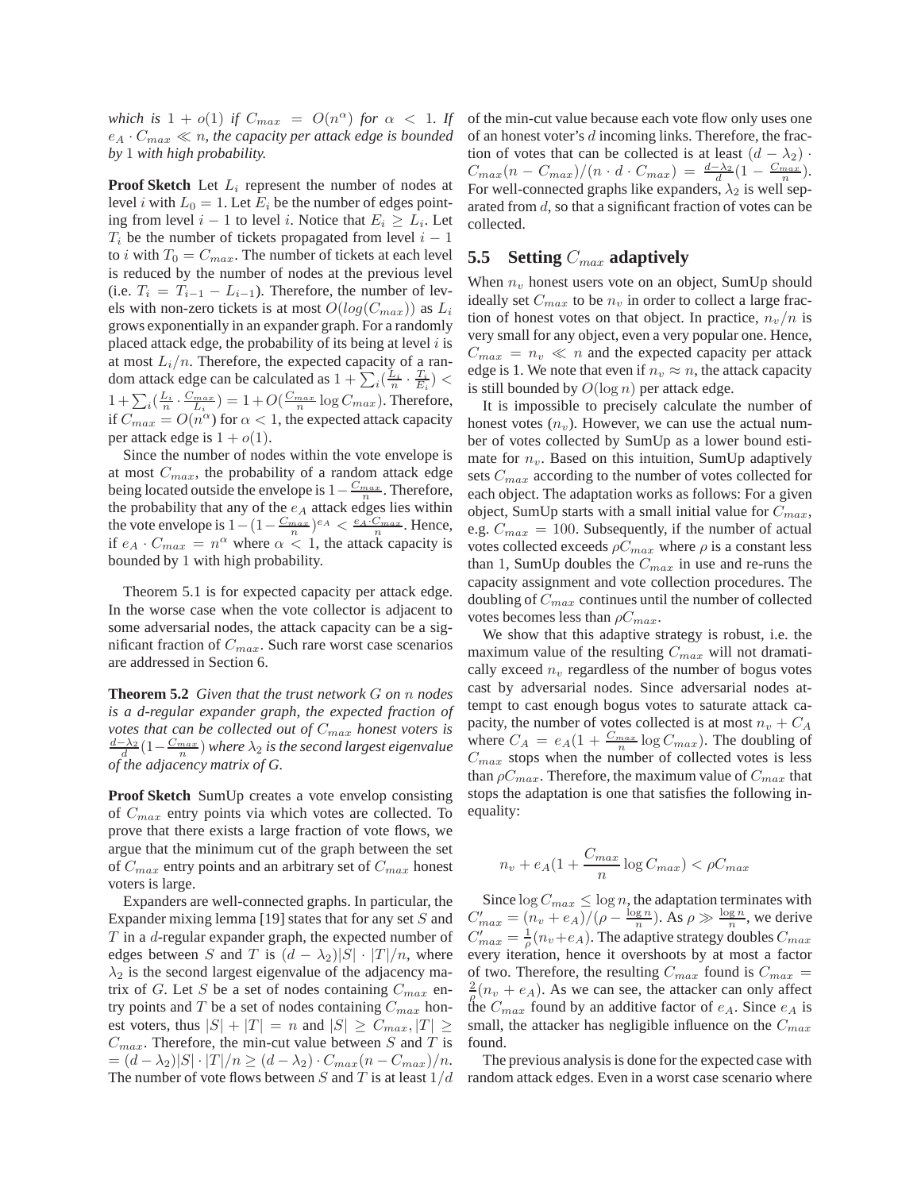*which is $1 + o(1)$ if $C_{max} = O(n^{\alpha})$ for $\alpha < 1$. If $e_A \cdot C_{max} \ll n$, the capacity per attack edge is bounded by 1 with high probability.*

**Proof Sketch** Let $L_i$ represent the number of nodes at level $i$ with $L_0 = 1$. Let $E_i$ be the number of edges pointing from level $i-1$ to level $i$. Notice that $E_i \geq L_i$. Let $T_i$ be the number of tickets propagated from level $i-1$ to $i$ with $T_0 = C_{max}$. The number of tickets at each level is reduced by the number of nodes at the previous level (i.e. $T_i = T_{i-1} - L_{i-1}$). Therefore, the number of levels with non-zero tickets is at most $O(log(C_{max}))$ as $L_i$ grows exponentially in an expander graph. For a randomly placed attack edge, the probability of its being at level $i$ is at most $L_i/n$. Therefore, the expected capacity of a random attack edge can be calculated as $1 + \sum_i (\frac{L_i}{n} \cdot \frac{T_i}{E_i}) < 1 + \sum_i (\frac{L_i}{n} \cdot \frac{C_{max}}{L_i}) = 1 + O(\frac{C_{max}}{n} \log C_{max})$. Therefore, if $C_{max} = O(n^{\alpha})$ for $\alpha < 1$, the expected attack capacity per attack edge is $1 + o(1)$.

Since the number of nodes within the vote envelope is at most $C_{max}$, the probability of a random attack edge being located outside the envelope is $1 - \frac{C_{max}}{n}$. Therefore, the probability that any of the $e_A$ attack edges lies within the vote envelope is $1 - (1 - \frac{C_{max}}{n})^{e_A} < \frac{e_A \cdot C_{max}}{n}$. Hence, if $e_A \cdot C_{max} = n^{\alpha}$ where $\alpha < 1$, the attack capacity is bounded by 1 with high probability.

Theorem 5.1 is for expected capacity per attack edge. In the worse case when the vote collector is adjacent to some adversarial nodes, the attack capacity can be a significant fraction of $C_{max}$. Such rare worst case scenarios are addressed in Section 6.

**Theorem 5.2** *Given that the trust network $G$ on $n$ nodes is a d-regular expander graph, the expected fraction of votes that can be collected out of $C_{max}$ honest voters is $\frac{d-\lambda_2}{d}(1 - \frac{C_{max}}{n})$ where $\lambda_2$ is the second largest eigenvalue of the adjacency matrix of G.*

**Proof Sketch** SumUp creates a vote envelop consisting of $C_{max}$ entry points via which votes are collected. To prove that there exists a large fraction of vote flows, we argue that the minimum cut of the graph between the set of $C_{max}$ entry points and an arbitrary set of $C_{max}$ honest voters is large.

Expanders are well-connected graphs. In particular, the Expander mixing lemma [19] states that for any set $S$ and $T$ in a $d$-regular expander graph, the expected number of edges between $S$ and $T$ is $(d - \lambda_2)|S| \cdot |T|/n$, where $\lambda_2$ is the second largest eigenvalue of the adjacency matrix of $G$. Let $S$ be a set of nodes containing $C_{max}$ entry points and $T$ be a set of nodes containing $C_{max}$ honest voters, thus $|S| + |T| = n$ and $|S| \geq C_{max}, |T| \geq C_{max}$. Therefore, the min-cut value between $S$ and $T$ is $= (d - \lambda_2)|S| \cdot |T|/n \geq (d - \lambda_2) \cdot C_{max}(n - C_{max})/n$. The number of vote flows between $S$ and $T$ is at least $1/d$ of the min-cut value because each vote flow only uses one of an honest voter's $d$ incoming links. Therefore, the fraction of votes that can be collected is at least $(d - \lambda_2) \cdot C_{max}(n - C_{max})/(n \cdot d \cdot C_{max}) = \frac{d-\lambda_2}{d}(1 - \frac{C_{max}}{n})$. For well-connected graphs like expanders, $\lambda_2$ is well separated from $d$, so that a significant fraction of votes can be collected.

## 5.5 Setting $C_{max}$ adaptively

When $n_v$ honest users vote on an object, SumUp should ideally set $C_{max}$ to be $n_v$ in order to collect a large fraction of honest votes on that object. In practice, $n_v/n$ is very small for any object, even a very popular one. Hence, $C_{max} = n_v \ll n$ and the expected capacity per attack edge is 1. We note that even if $n_v \approx n$, the attack capacity is still bounded by $O(\log n)$ per attack edge.

It is impossible to precisely calculate the number of honest votes ($n_v$). However, we can use the actual number of votes collected by SumUp as a lower bound estimate for $n_v$. Based on this intuition, SumUp adaptively sets $C_{max}$ according to the number of votes collected for each object. The adaptation works as follows: For a given object, SumUp starts with a small initial value for $C_{max}$, e.g. $C_{max} = 100$. Subsequently, if the number of actual votes collected exceeds $\rho C_{max}$ where $\rho$ is a constant less than 1, SumUp doubles the $C_{max}$ in use and re-runs the capacity assignment and vote collection procedures. The doubling of $C_{max}$ continues until the number of collected votes becomes less than $\rho C_{max}$.

We show that this adaptive strategy is robust, i.e. the maximum value of the resulting $C_{max}$ will not dramatically exceed $n_v$ regardless of the number of bogus votes cast by adversarial nodes. Since adversarial nodes attempt to cast enough bogus votes to saturate attack capacity, the number of votes collected is at most $n_v + C_A$ where $C_A = e_A(1 + \frac{C_{max}}{n} \log C_{max})$. The doubling of $C_{max}$ stops when the number of collected votes is less than $\rho C_{max}$. Therefore, the maximum value of $C_{max}$ that stops the adaptation is one that satisfies the following inequality:

$$n_v + e_A(1 + \frac{C_{max}}{n} \log C_{max}) < \rho C_{max}$$

Since $\log C_{max} \leq \log n$, the adaptation terminates with $C'_{max} = (n_v + e_A)/(\rho - \frac{\log n}{n})$. As $\rho \gg \frac{\log n}{n}$, we derive $C'_{max} = \frac{1}{\rho}(n_v + e_A)$. The adaptive strategy doubles $C_{max}$ every iteration, hence it overshoots by at most a factor of two. Therefore, the resulting $C_{max}$ found is $C_{max} = \frac{2}{\rho}(n_v + e_A)$. As we can see, the attacker can only affect the $C_{max}$ found by an additive factor of $e_A$. Since $e_A$ is small, the attacker has negligible influence on the $C_{max}$ found.

The previous analysis is done for the expected case with random attack edges. Even in a worst case scenario where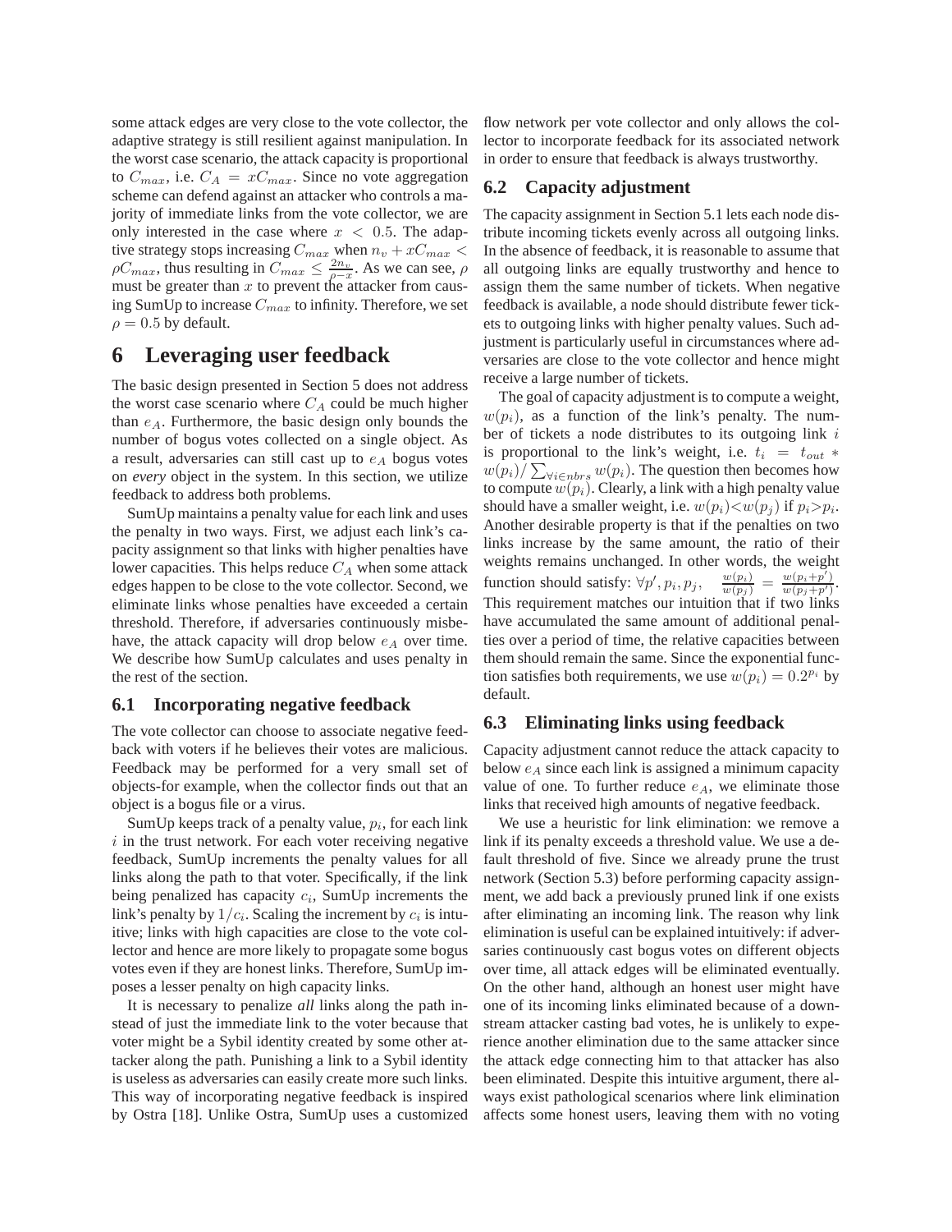some attack edges are very close to the vote collector, the adaptive strategy is still resilient against manipulation. In the worst case scenario, the attack capacity is proportional to $C_{max}$, i.e. $C_A = xC_{max}$. Since no vote aggregation scheme can defend against an attacker who controls a majority of immediate links from the vote collector, we are only interested in the case where $x < 0.5$. The adaptive strategy stops increasing $C_{max}$ when $n_v + xC_{max} < \rho C_{max}$, thus resulting in $C_{max} \leq \frac{2n_v}{\rho - x}$. As we can see, $\rho$ must be greater than $x$ to prevent the attacker from causing SumUp to increase $C_{max}$ to infinity. Therefore, we set $\rho = 0.5$ by default.

# 6 Leveraging user feedback

The basic design presented in Section 5 does not address the worst case scenario where $C_A$ could be much higher than $e_A$. Furthermore, the basic design only bounds the number of bogus votes collected on a single object. As a result, adversaries can still cast up to $e_A$ bogus votes on *every* object in the system. In this section, we utilize feedback to address both problems.

SumUp maintains a penalty value for each link and uses the penalty in two ways. First, we adjust each link's capacity assignment so that links with higher penalties have lower capacities. This helps reduce $C_A$ when some attack edges happen to be close to the vote collector. Second, we eliminate links whose penalties have exceeded a certain threshold. Therefore, if adversaries continuously misbehave, the attack capacity will drop below $e_A$ over time. We describe how SumUp calculates and uses penalty in the rest of the section.

## 6.1 Incorporating negative feedback

The vote collector can choose to associate negative feedback with voters if he believes their votes are malicious. Feedback may be performed for a very small set of objects-for example, when the collector finds out that an object is a bogus file or a virus.

SumUp keeps track of a penalty value, $p_i$, for each link $i$ in the trust network. For each voter receiving negative feedback, SumUp increments the penalty values for all links along the path to that voter. Specifically, if the link being penalized has capacity $c_i$, SumUp increments the link's penalty by $1/c_i$. Scaling the increment by $c_i$ is intuitive; links with high capacities are close to the vote collector and hence are more likely to propagate some bogus votes even if they are honest links. Therefore, SumUp imposes a lesser penalty on high capacity links.

It is necessary to penalize *all* links along the path instead of just the immediate link to the voter because that voter might be a Sybil identity created by some other attacker along the path. Punishing a link to a Sybil identity is useless as adversaries can easily create more such links. This way of incorporating negative feedback is inspired by Ostra [18]. Unlike Ostra, SumUp uses a customized flow network per vote collector and only allows the collector to incorporate feedback for its associated network in order to ensure that feedback is always trustworthy.

## 6.2 Capacity adjustment

The capacity assignment in Section 5.1 lets each node distribute incoming tickets evenly across all outgoing links. In the absence of feedback, it is reasonable to assume that all outgoing links are equally trustworthy and hence to assign them the same number of tickets. When negative feedback is available, a node should distribute fewer tickets to outgoing links with higher penalty values. Such adjustment is particularly useful in circumstances where adversaries are close to the vote collector and hence might receive a large number of tickets.

The goal of capacity adjustment is to compute a weight, $w(p_i)$, as a function of the link's penalty. The number of tickets a node distributes to its outgoing link $i$ is proportional to the link's weight, i.e. $t_i = t_{out} * w(p_i) / \sum_{\forall i \in nbrs} w(p_i)$. The question then becomes how to compute $w(p_i)$. Clearly, a link with a high penalty value should have a smaller weight, i.e. $w(p_i) < w(p_j)$ if $p_i > p_j$. Another desirable property is that if the penalties on two links increase by the same amount, the ratio of their weights remains unchanged. In other words, the weight function should satisfy: $\forall p', p_i, p_j, \quad \frac{w(p_i)}{w(p_j)} = \frac{w(p_i + p')}{w(p_j + p')}$. This requirement matches our intuition that if two links have accumulated the same amount of additional penalties over a period of time, the relative capacities between them should remain the same. Since the exponential function satisfies both requirements, we use $w(p_i) = 0.2^{p_i}$ by default.

## 6.3 Eliminating links using feedback

Capacity adjustment cannot reduce the attack capacity to below $e_A$ since each link is assigned a minimum capacity value of one. To further reduce $e_A$, we eliminate those links that received high amounts of negative feedback.

We use a heuristic for link elimination: we remove a link if its penalty exceeds a threshold value. We use a default threshold of five. Since we already prune the trust network (Section 5.3) before performing capacity assignment, we add back a previously pruned link if one exists after eliminating an incoming link. The reason why link elimination is useful can be explained intuitively: if adversaries continuously cast bogus votes on different objects over time, all attack edges will be eliminated eventually. On the other hand, although an honest user might have one of its incoming links eliminated because of a downstream attacker casting bad votes, he is unlikely to experience another elimination due to the same attacker since the attack edge connecting him to that attacker has also been eliminated. Despite this intuitive argument, there always exist pathological scenarios where link elimination affects some honest users, leaving them with no voting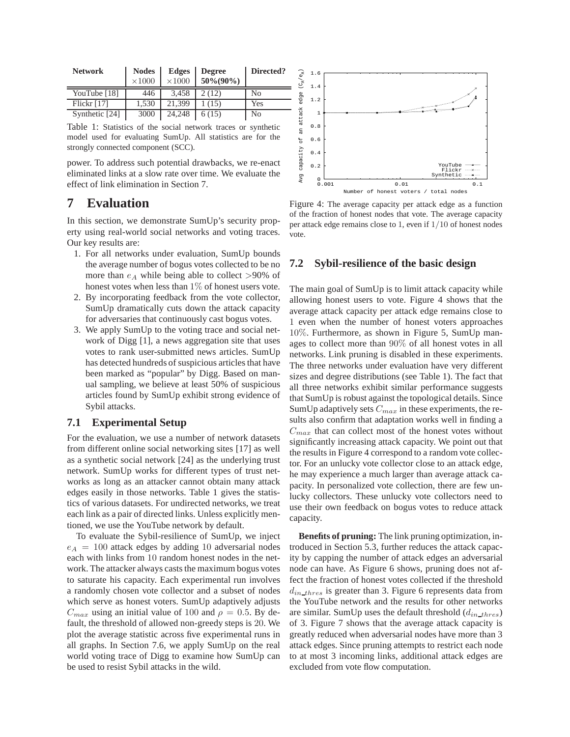| Network | Nodes ×1000 | Edges ×1000 | Degree 50%(90%) | Directed? |
|---|---|---|---|---|
| YouTube [18] | 446 | 3,458 | 2 (12) | No |
| Flickr [17] | 1,530 | 21,399 | 1 (15) | Yes |
| Synthetic [24] | 3000 | 24,248 | 6 (15) | No |

Table 1: Statistics of the social network traces or synthetic model used for evaluating SumUp. All statistics are for the strongly connected component (SCC).

power. To address such potential drawbacks, we re-enact eliminated links at a slow rate over time. We evaluate the effect of link elimination in Section 7.

# 7 Evaluation

In this section, we demonstrate SumUp's security property using real-world social networks and voting traces. Our key results are:

1. For all networks under evaluation, SumUp bounds the average number of bogus votes collected to be no more than $e_A$ while being able to collect >90% of honest votes when less than 1% of honest users vote.
2. By incorporating feedback from the vote collector, SumUp dramatically cuts down the attack capacity for adversaries that continuously cast bogus votes.
3. We apply SumUp to the voting trace and social network of Digg [1], a news aggregation site that uses votes to rank user-submitted news articles. SumUp has detected hundreds of suspicious articles that have been marked as "popular" by Digg. Based on manual sampling, we believe at least 50% of suspicious articles found by SumUp exhibit strong evidence of Sybil attacks.

## 7.1 Experimental Setup

For the evaluation, we use a number of network datasets from different online social networking sites [17] as well as a synthetic social network [24] as the underlying trust network. SumUp works for different types of trust networks as long as an attacker cannot obtain many attack edges easily in those networks. Table 1 gives the statistics of various datasets. For undirected networks, we treat each link as a pair of directed links. Unless explicitly mentioned, we use the YouTube network by default.

To evaluate the Sybil-resilience of SumUp, we inject $e_A = 100$ attack edges by adding 10 adversarial nodes each with links from 10 random honest nodes in the network. The attacker always casts the maximum bogus votes to saturate his capacity. Each experimental run involves a randomly chosen vote collector and a subset of nodes which serve as honest voters. SumUp adaptively adjusts $C_{max}$ using an initial value of 100 and $\rho = 0.5$. By default, the threshold of allowed non-greedy steps is 20. We plot the average statistic across five experimental runs in all graphs. In Section 7.6, we apply SumUp on the real world voting trace of Digg to examine how SumUp can be used to resist Sybil attacks in the wild.

Figure 4: The average capacity per attack edge as a function of the fraction of honest nodes that vote. The average capacity per attack edge remains close to 1, even if $1/10$ of honest nodes vote.

## 7.2 Sybil-resilience of the basic design

The main goal of SumUp is to limit attack capacity while allowing honest users to vote. Figure 4 shows that the average attack capacity per attack edge remains close to 1 even when the number of honest voters approaches 10%. Furthermore, as shown in Figure 5, SumUp manages to collect more than 90% of all honest votes in all networks. Link pruning is disabled in these experiments. The three networks under evaluation have very different sizes and degree distributions (see Table 1). The fact that all three networks exhibit similar performance suggests that SumUp is robust against the topological details. Since SumUp adaptively sets $C_{max}$ in these experiments, the results also confirm that adaptation works well in finding a $C_{max}$ that can collect most of the honest votes without significantly increasing attack capacity. We point out that the results in Figure 4 correspond to a random vote collector. For an unlucky vote collector close to an attack edge, he may experience a much larger than average attack capacity. In personalized vote collection, there are few unlucky collectors. These unlucky vote collectors need to use their own feedback on bogus votes to reduce attack capacity.

**Benefits of pruning:** The link pruning optimization, introduced in Section 5.3, further reduces the attack capacity by capping the number of attack edges an adversarial node can have. As Figure 6 shows, pruning does not affect the fraction of honest votes collected if the threshold $d_{in\_thres}$ is greater than 3. Figure 6 represents data from the YouTube network and the results for other networks are similar. SumUp uses the default threshold ($d_{in\_thres}$) of 3. Figure 7 shows that the average attack capacity is greatly reduced when adversarial nodes have more than 3 attack edges. Since pruning attempts to restrict each node to at most 3 incoming links, additional attack edges are excluded from vote flow computation.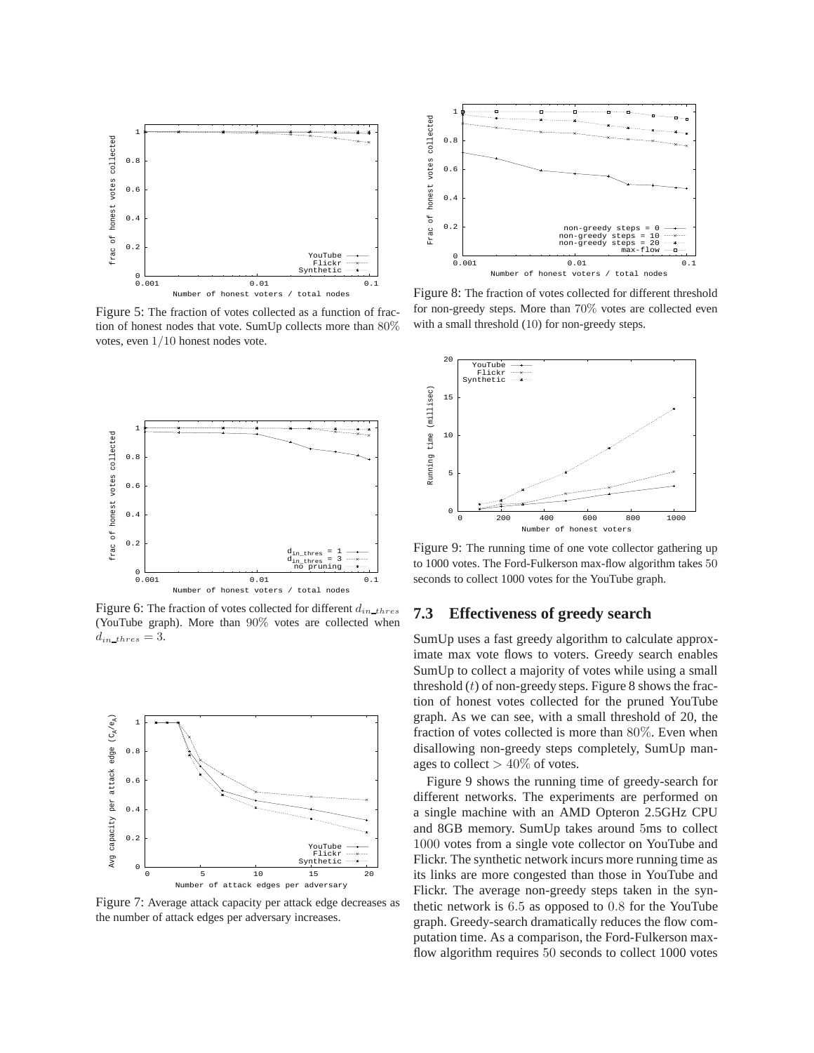Figure 5: The fraction of votes collected as a function of fraction of honest nodes that vote. SumUp collects more than 80% votes, even 1/10 honest nodes vote.

Figure 6: The fraction of votes collected for different $d_{in\_thres}$ (YouTube graph). More than 90% votes are collected when $d_{in\_thres} = 3$.

Figure 7: Average attack capacity per attack edge decreases as the number of attack edges per adversary increases.

Figure 8: The fraction of votes collected for different threshold for non-greedy steps. More than 70% votes are collected even with a small threshold (10) for non-greedy steps.

Figure 9: The running time of one vote collector gathering up to 1000 votes. The Ford-Fulkerson max-flow algorithm takes 50 seconds to collect 1000 votes for the YouTube graph.

### 7.3 Effectiveness of greedy search

SumUp uses a fast greedy algorithm to calculate approximate max vote flows to voters. Greedy search enables SumUp to collect a majority of votes while using a small threshold ($t$) of non-greedy steps. Figure 8 shows the fraction of honest votes collected for the pruned YouTube graph. As we can see, with a small threshold of 20, the fraction of votes collected is more than 80%. Even when disallowing non-greedy steps completely, SumUp manages to collect $> 40\%$ of votes.

Figure 9 shows the running time of greedy-search for different networks. The experiments are performed on a single machine with an AMD Opteron 2.5GHz CPU and 8GB memory. SumUp takes around 5ms to collect 1000 votes from a single vote collector on YouTube and Flickr. The synthetic network incurs more running time as its links are more congested than those in YouTube and Flickr. The average non-greedy steps taken in the synthetic network is 6.5 as opposed to 0.8 for the YouTube graph. Greedy-search dramatically reduces the flow computation time. As a comparison, the Ford-Fulkerson max-flow algorithm requires 50 seconds to collect 1000 votes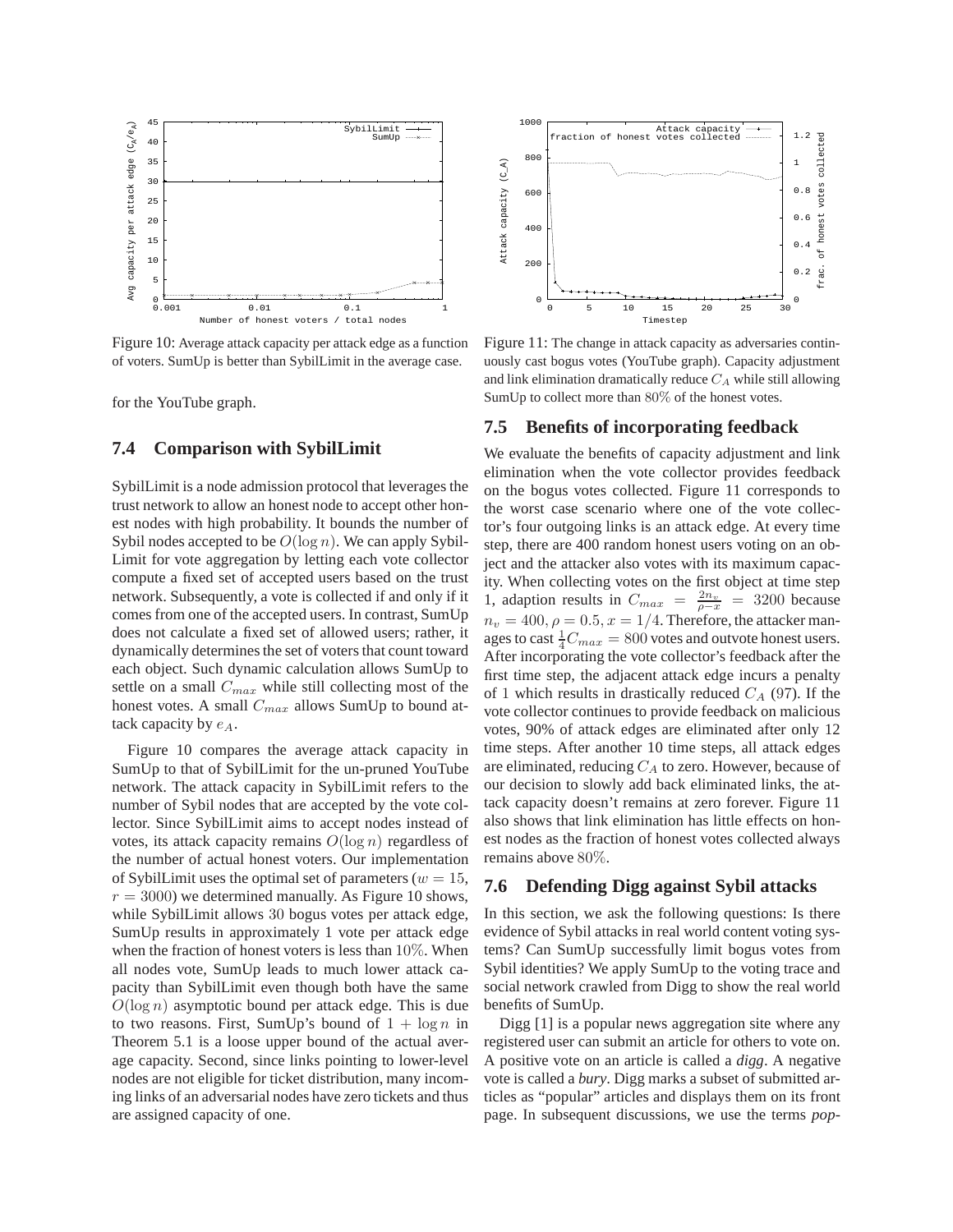Figure 10: Average attack capacity per attack edge as a function of voters. SumUp is better than SybilLimit in the average case.

for the YouTube graph.

## 7.4 Comparison with SybilLimit

SybilLimit is a node admission protocol that leverages the trust network to allow an honest node to accept other honest nodes with high probability. It bounds the number of Sybil nodes accepted to be $O(\log n)$. We can apply SybilLimit for vote aggregation by letting each vote collector compute a fixed set of accepted users based on the trust network. Subsequently, a vote is collected if and only if it comes from one of the accepted users. In contrast, SumUp does not calculate a fixed set of allowed users; rather, it dynamically determines the set of voters that count toward each object. Such dynamic calculation allows SumUp to settle on a small $C_{max}$ while still collecting most of the honest votes. A small $C_{max}$ allows SumUp to bound attack capacity by $e_A$.

Figure 10 compares the average attack capacity in SumUp to that of SybilLimit for the un-pruned YouTube network. The attack capacity in SybilLimit refers to the number of Sybil nodes that are accepted by the vote collector. Since SybilLimit aims to accept nodes instead of votes, its attack capacity remains $O(\log n)$ regardless of the number of actual honest voters. Our implementation of SybilLimit uses the optimal set of parameters ($w = 15$, $r = 3000$) we determined manually. As Figure 10 shows, while SybilLimit allows 30 bogus votes per attack edge, SumUp results in approximately 1 vote per attack edge when the fraction of honest voters is less than 10%. When all nodes vote, SumUp leads to much lower attack capacity than SybilLimit even though both have the same $O(\log n)$ asymptotic bound per attack edge. This is due to two reasons. First, SumUp's bound of $1 + \log n$ in Theorem 5.1 is a loose upper bound of the actual average capacity. Second, since links pointing to lower-level nodes are not eligible for ticket distribution, many incoming links of an adversarial nodes have zero tickets and thus are assigned capacity of one.

Figure 11: The change in attack capacity as adversaries continuously cast bogus votes (YouTube graph). Capacity adjustment and link elimination dramatically reduce $C_A$ while still allowing SumUp to collect more than 80% of the honest votes.

## 7.5 Benefits of incorporating feedback

We evaluate the benefits of capacity adjustment and link elimination when the vote collector provides feedback on the bogus votes collected. Figure 11 corresponds to the worst case scenario where one of the vote collector's four outgoing links is an attack edge. At every time step, there are 400 random honest users voting on an object and the attacker also votes with its maximum capacity. When collecting votes on the first object at time step 1, adaption results in $C_{max} = \frac{2n_v}{\rho - x} = 3200$ because $n_v = 400, \rho = 0.5, x = 1/4$. Therefore, the attacker manages to cast $\frac{1}{4}C_{max} = 800$ votes and outvote honest users. After incorporating the vote collector's feedback after the first time step, the adjacent attack edge incurs a penalty of 1 which results in drastically reduced $C_A$ (97). If the vote collector continues to provide feedback on malicious votes, 90% of attack edges are eliminated after only 12 time steps. After another 10 time steps, all attack edges are eliminated, reducing $C_A$ to zero. However, because of our decision to slowly add back eliminated links, the attack capacity doesn't remains at zero forever. Figure 11 also shows that link elimination has little effects on honest nodes as the fraction of honest votes collected always remains above 80%.

## 7.6 Defending Digg against Sybil attacks

In this section, we ask the following questions: Is there evidence of Sybil attacks in real world content voting systems? Can SumUp successfully limit bogus votes from Sybil identities? We apply SumUp to the voting trace and social network crawled from Digg to show the real world benefits of SumUp.

Digg [1] is a popular news aggregation site where any registered user can submit an article for others to vote on. A positive vote on an article is called a *digg*. A negative vote is called a *bury*. Digg marks a subset of submitted articles as "popular" articles and displays them on its front page. In subsequent discussions, we use the terms *pop-*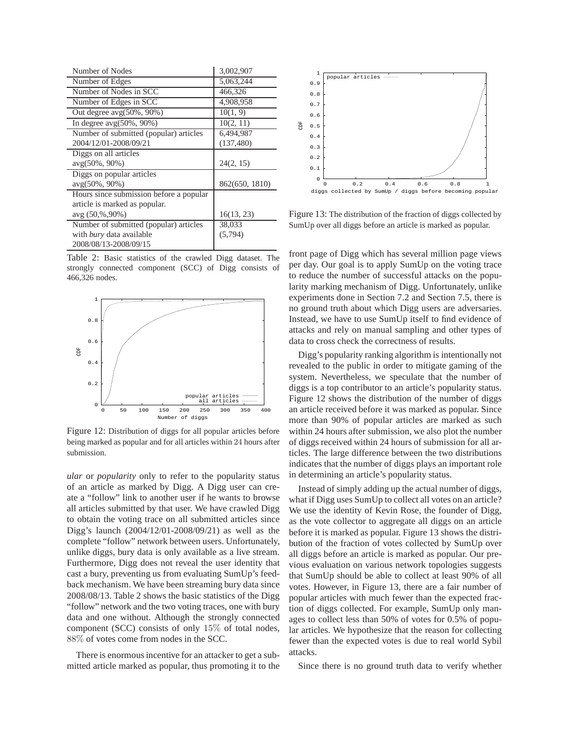| Number of Nodes | 3,002,907 |
|---|---|
| Number of Edges | 5,063,244 |
| Number of Nodes in SCC | 466,326 |
| Number of Edges in SCC | 4,908,958 |
| Out degree avg(50%, 90%) | 10(1, 9) |
| In degree avg(50%, 90%) | 10(2, 11) |
| Number of submitted (popular) articles 2004/12/01-2008/09/21 | 6,494,987 (137,480) |
| Diggs on all articles avg(50%, 90%) | 24(2, 15) |
| Diggs on popular articles avg(50%, 90%) | 862(650, 1810) |
| Hours since submission before a popular article is marked as popular. avg (50,%,90%) | 16(13, 23) |
| Number of submitted (popular) articles with *bury* data available 2008/08/13-2008/09/15 | 38,033 (5,794) |

Table 2: Basic statistics of the crawled Digg dataset. The strongly connected component (SCC) of Digg consists of 466,326 nodes.

Figure 12: Distribution of diggs for all popular articles before being marked as popular and for all articles within 24 hours after submission.

*ular* or *popularity* only to refer to the popularity status of an article as marked by Digg. A Digg user can create a "follow" link to another user if he wants to browse all articles submitted by that user. We have crawled Digg to obtain the voting trace on all submitted articles since Digg's launch (2004/12/01-2008/09/21) as well as the complete "follow" network between users. Unfortunately, unlike diggs, bury data is only available as a live stream. Furthermore, Digg does not reveal the user identity that cast a bury, preventing us from evaluating SumUp's feedback mechanism. We have been streaming bury data since 2008/08/13. Table 2 shows the basic statistics of the Digg "follow" network and the two voting traces, one with bury data and one without. Although the strongly connected component (SCC) consists of only 15% of total nodes, 88% of votes come from nodes in the SCC.

There is enormous incentive for an attacker to get a submitted article marked as popular, thus promoting it to the front page of Digg which has several million page views per day. Our goal is to apply SumUp on the voting trace to reduce the number of successful attacks on the popularity marking mechanism of Digg. Unfortunately, unlike experiments done in Section 7.2 and Section 7.5, there is no ground truth about which Digg users are adversaries. Instead, we have to use SumUp itself to find evidence of attacks and rely on manual sampling and other types of data to cross check the correctness of results.

Figure 13: The distribution of the fraction of diggs collected by SumUp over all diggs before an article is marked as popular.

Digg's popularity ranking algorithm is intentionally not revealed to the public in order to mitigate gaming of the system. Nevertheless, we speculate that the number of diggs is a top contributor to an article's popularity status. Figure 12 shows the distribution of the number of diggs an article received before it was marked as popular. Since more than 90% of popular articles are marked as such within 24 hours after submission, we also plot the number of diggs received within 24 hours of submission for all articles. The large difference between the two distributions indicates that the number of diggs plays an important role in determining an article's popularity status.

Instead of simply adding up the actual number of diggs, what if Digg uses SumUp to collect all votes on an article? We use the identity of Kevin Rose, the founder of Digg, as the vote collector to aggregate all diggs on an article before it is marked as popular. Figure 13 shows the distribution of the fraction of votes collected by SumUp over all diggs before an article is marked as popular. Our previous evaluation on various network topologies suggests that SumUp should be able to collect at least 90% of all votes. However, in Figure 13, there are a fair number of popular articles with much fewer than the expected fraction of diggs collected. For example, SumUp only manages to collect less than 50% of votes for 0.5% of popular articles. We hypothesize that the reason for collecting fewer than the expected votes is due to real world Sybil attacks.

Since there is no ground truth data to verify whether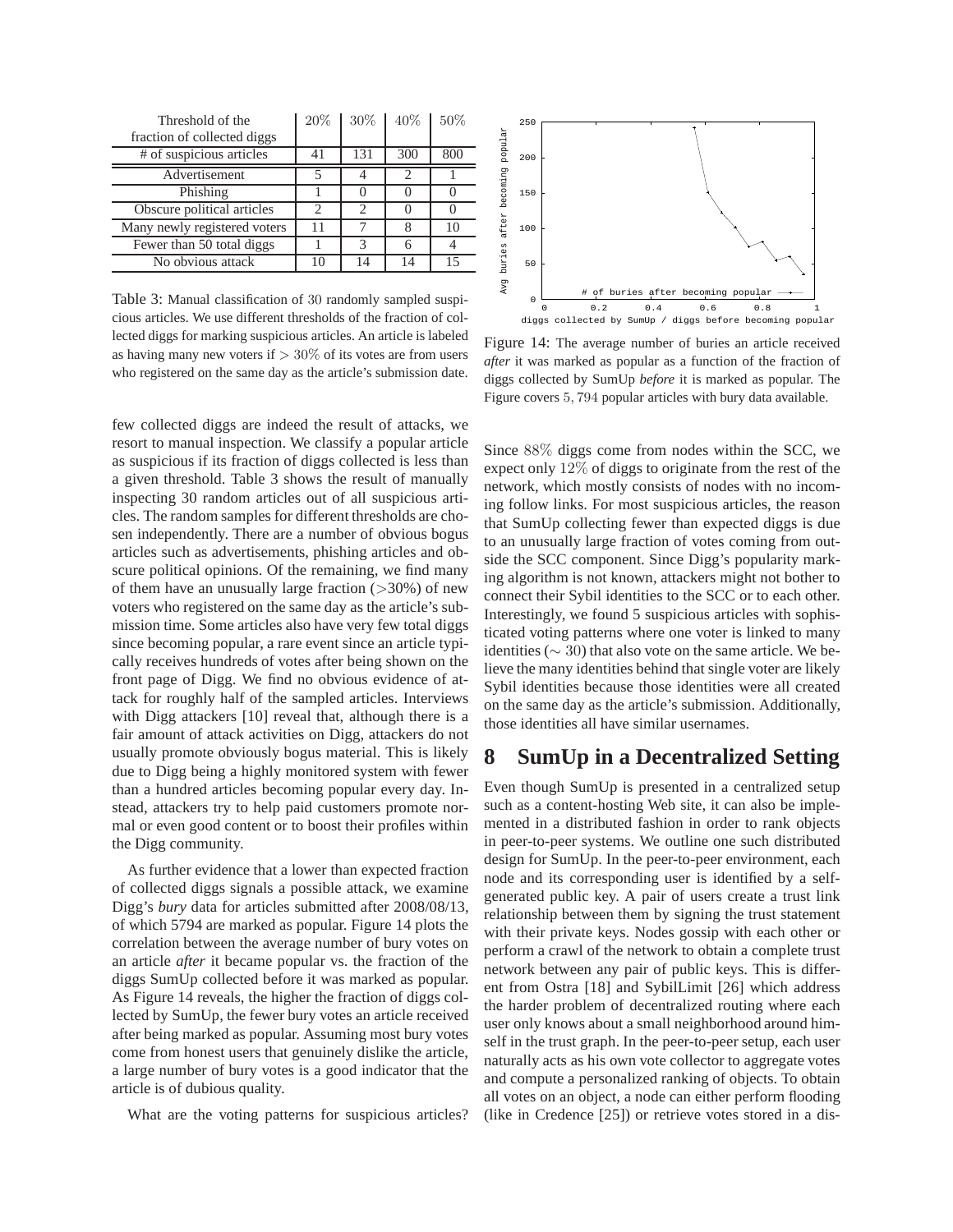| Threshold of the fraction of collected diggs | 20% | 30% | 40% | 50% |
|---|---|---|---|---|
| # of suspicious articles | 41 | 131 | 300 | 800 |
| Advertisement | 5 | 4 | 2 | 1 |
| Phishing | 1 | 0 | 0 | 0 |
| Obscure political articles | 2 | 2 | 0 | 0 |
| Many newly registered voters | 11 | 7 | 8 | 10 |
| Fewer than 50 total diggs | 1 | 3 | 6 | 4 |
| No obvious attack | 10 | 14 | 14 | 15 |

Table 3: Manual classification of 30 randomly sampled suspicious articles. We use different thresholds of the fraction of collected diggs for marking suspicious articles. An article is labeled as having many new voters if $> 30\%$ of its votes are from users who registered on the same day as the article's submission date.

few collected diggs are indeed the result of attacks, we resort to manual inspection. We classify a popular article as suspicious if its fraction of diggs collected is less than a given threshold. Table 3 shows the result of manually inspecting 30 random articles out of all suspicious articles. The random samples for different thresholds are chosen independently. There are a number of obvious bogus articles such as advertisements, phishing articles and obscure political opinions. Of the remaining, we find many of them have an unusually large fraction (>30%) of new voters who registered on the same day as the article's submission time. Some articles also have very few total diggs since becoming popular, a rare event since an article typically receives hundreds of votes after being shown on the front page of Digg. We find no obvious evidence of attack for roughly half of the sampled articles. Interviews with Digg attackers [10] reveal that, although there is a fair amount of attack activities on Digg, attackers do not usually promote obviously bogus material. This is likely due to Digg being a highly monitored system with fewer than a hundred articles becoming popular every day. Instead, attackers try to help paid customers promote normal or even good content or to boost their profiles within the Digg community.

As further evidence that a lower than expected fraction of collected diggs signals a possible attack, we examine Digg's *bury* data for articles submitted after 2008/08/13, of which 5794 are marked as popular. Figure 14 plots the correlation between the average number of bury votes on an article *after* it became popular vs. the fraction of the diggs SumUp collected before it was marked as popular. As Figure 14 reveals, the higher the fraction of diggs collected by SumUp, the fewer bury votes an article received after being marked as popular. Assuming most bury votes come from honest users that genuinely dislike the article, a large number of bury votes is a good indicator that the article is of dubious quality.

What are the voting patterns for suspicious articles?

Figure 14: The average number of buries an article received *after* it was marked as popular as a function of the fraction of diggs collected by SumUp *before* it is marked as popular. The Figure covers $5,794$ popular articles with bury data available.

Since $88\%$ diggs come from nodes within the SCC, we expect only $12\%$ of diggs to originate from the rest of the network, which mostly consists of nodes with no incoming follow links. For most suspicious articles, the reason that SumUp collecting fewer than expected diggs is due to an unusually large fraction of votes coming from outside the SCC component. Since Digg's popularity marking algorithm is not known, attackers might not bother to connect their Sybil identities to the SCC or to each other. Interestingly, we found 5 suspicious articles with sophisticated voting patterns where one voter is linked to many identities ($\sim 30$) that also vote on the same article. We believe the many identities behind that single voter are likely Sybil identities because those identities were all created on the same day as the article's submission. Additionally, those identities all have similar usernames.

# 8 SumUp in a Decentralized Setting

Even though SumUp is presented in a centralized setup such as a content-hosting Web site, it can also be implemented in a distributed fashion in order to rank objects in peer-to-peer systems. We outline one such distributed design for SumUp. In the peer-to-peer environment, each node and its corresponding user is identified by a self-generated public key. A pair of users create a trust link relationship between them by signing the trust statement with their private keys. Nodes gossip with each other or perform a crawl of the network to obtain a complete trust network between any pair of public keys. This is different from Ostra [18] and SybilLimit [26] which address the harder problem of decentralized routing where each user only knows about a small neighborhood around himself in the trust graph. In the peer-to-peer setup, each user naturally acts as his own vote collector to aggregate votes and compute a personalized ranking of objects. To obtain all votes on an object, a node can either perform flooding (like in Credence [25]) or retrieve votes stored in a dis-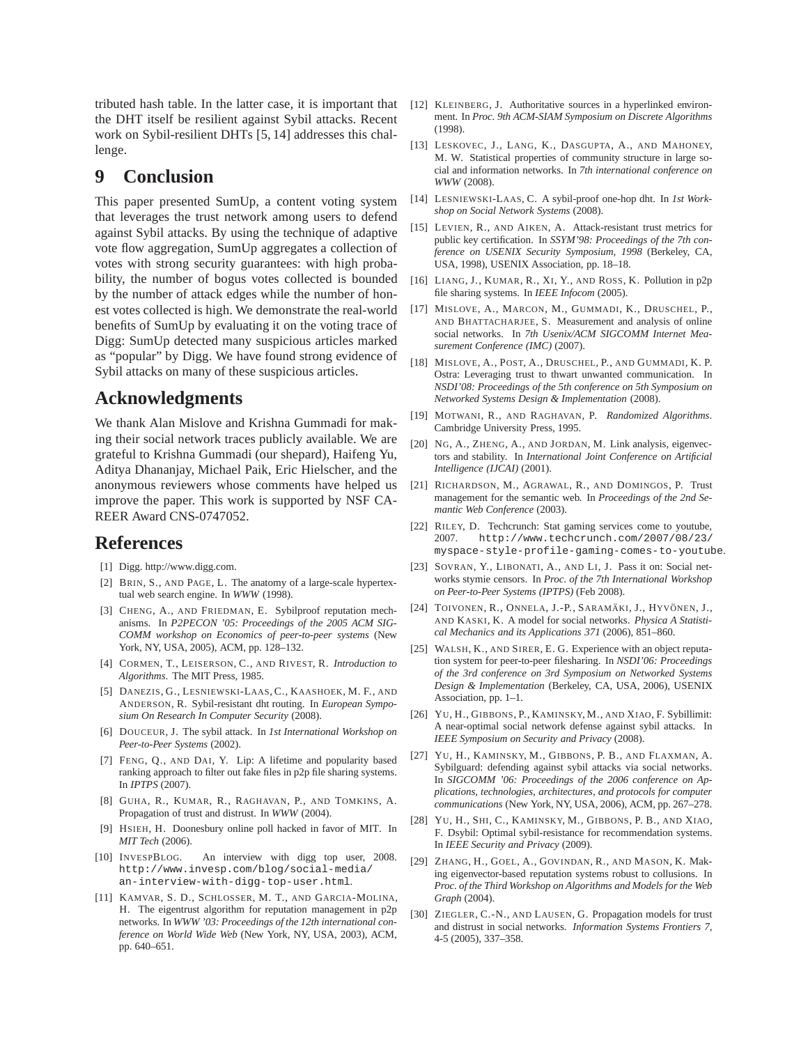tributed hash table. In the latter case, it is important that the DHT itself be resilient against Sybil attacks. Recent work on Sybil-resilient DHTs [5, 14] addresses this challenge.

## 9 Conclusion

This paper presented SumUp, a content voting system that leverages the trust network among users to defend against Sybil attacks. By using the technique of adaptive vote flow aggregation, SumUp aggregates a collection of votes with strong security guarantees: with high probability, the number of bogus votes collected is bounded by the number of attack edges while the number of honest votes collected is high. We demonstrate the real-world benefits of SumUp by evaluating it on the voting trace of Digg: SumUp detected many suspicious articles marked as "popular" by Digg. We have found strong evidence of Sybil attacks on many of these suspicious articles.

## Acknowledgments

We thank Alan Mislove and Krishna Gummadi for making their social network traces publicly available. We are grateful to Krishna Gummadi (our shepard), Haifeng Yu, Aditya Dhananjay, Michael Paik, Eric Hielscher, and the anonymous reviewers whose comments have helped us improve the paper. This work is supported by NSF CAREER Award CNS-0747052.

## References

[1] Digg. http://www.digg.com.

[2] Brin, S., and Page, L. The anatomy of a large-scale hypertextual web search engine. In *WWW* (1998).

[3] Cheng, A., and Friedman, E. Sybilproof reputation mechanisms. In *P2PECON '05: Proceedings of the 2005 ACM SIGCOMM workshop on Economics of peer-to-peer systems* (New York, NY, USA, 2005), ACM, pp. 128–132.

[4] Cormen, T., Leiserson, C., and Rivest, R. *Introduction to Algorithms*. The MIT Press, 1985.

[5] Danezis, G., Lesniewski-Laas, C., Kaashoek, M. F., and Anderson, R. Sybil-resistant dht routing. In *European Symposium On Research In Computer Security* (2008).

[6] Douceur, J. The sybil attack. In *1st International Workshop on Peer-to-Peer Systems* (2002).

[7] Feng, Q., and Dai, Y. Lip: A lifetime and popularity based ranking approach to filter out fake files in p2p file sharing systems. In *IPTPS* (2007).

[8] Guha, R., Kumar, R., Raghavan, P., and Tomkins, A. Propagation of trust and distrust. In *WWW* (2004).

[9] Hsieh, H. Doonesbury online poll hacked in favor of MIT. In *MIT Tech* (2006).

[10] InvespBlog. An interview with digg top user, 2008. http://www.invesp.com/blog/social-media/an-interview-with-digg-top-user.html.

[11] Kamvar, S. D., Schlosser, M. T., and Garcia-Molina, H. The eigentrust algorithm for reputation management in p2p networks. In *WWW '03: Proceedings of the 12th international conference on World Wide Web* (New York, NY, USA, 2003), ACM, pp. 640–651.

[12] Kleinberg, J. Authoritative sources in a hyperlinked environment. In *Proc. 9th ACM-SIAM Symposium on Discrete Algorithms* (1998).

[13] Leskovec, J., Lang, K., Dasgupta, A., and Mahoney, M. W. Statistical properties of community structure in large social and information networks. In *7th international conference on WWW* (2008).

[14] Lesniewski-Laas, C. A sybil-proof one-hop dht. In *1st Workshop on Social Network Systems* (2008).

[15] Levien, R., and Aiken, A. Attack-resistant trust metrics for public key certification. In *SSYM'98: Proceedings of the 7th conference on USENIX Security Symposium, 1998* (Berkeley, CA, USA, 1998), USENIX Association, pp. 18–18.

[16] Liang, J., Kumar, R., Xi, Y., and Ross, K. Pollution in p2p file sharing systems. In *IEEE Infocom* (2005).

[17] Mislove, A., Marcon, M., Gummadi, K., Druschel, P., and Bhattacharjee, S. Measurement and analysis of online social networks. In *7th Usenix/ACM SIGCOMM Internet Measurement Conference (IMC)* (2007).

[18] Mislove, A., Post, A., Druschel, P., and Gummadi, K. P. Ostra: Leveraging trust to thwart unwanted communication. In *NSDI'08: Proceedings of the 5th conference on 5th Symposium on Networked Systems Design & Implementation* (2008).

[19] Motwani, R., and Raghavan, P. *Randomized Algorithms*. Cambridge University Press, 1995.

[20] Ng, A., Zheng, A., and Jordan, M. Link analysis, eigenvectors and stability. In *International Joint Conference on Artificial Intelligence (IJCAI)* (2001).

[21] Richardson, M., Agrawal, R., and Domingos, P. Trust management for the semantic web. In *Proceedings of the 2nd Semantic Web Conference* (2003).

[22] Riley, D. Techcrunch: Stat gaming services come to youtube, 2007. http://www.techcrunch.com/2007/08/23/myspace-style-profile-gaming-comes-to-youtube.

[23] Sovran, Y., Libonati, A., and Li, J. Pass it on: Social networks stymie censors. In *Proc. of the 7th International Workshop on Peer-to-Peer Systems (IPTPS)* (Feb 2008).

[24] Toivonen, R., Onnela, J.-P., Saramäki, J., Hyvönen, J., and Kaski, K. A model for social networks. *Physica A Statistical Mechanics and its Applications 371* (2006), 851–860.

[25] Walsh, K., and Sirer, E. G. Experience with an object reputation system for peer-to-peer filesharing. In *NSDI'06: Proceedings of the 3rd conference on 3rd Symposium on Networked Systems Design & Implementation* (Berkeley, CA, USA, 2006), USENIX Association, pp. 1–1.

[26] Yu, H., Gibbons, P., Kaminsky, M., and Xiao, F. Sybillimit: A near-optimal social network defense against sybil attacks. In *IEEE Symposium on Security and Privacy* (2008).

[27] Yu, H., Kaminsky, M., Gibbons, P. B., and Flaxman, A. Sybilguard: defending against sybil attacks via social networks. In *SIGCOMM '06: Proceedings of the 2006 conference on Applications, technologies, architectures, and protocols for computer communications* (New York, NY, USA, 2006), ACM, pp. 267–278.

[28] Yu, H., Shi, C., Kaminsky, M., Gibbons, P. B., and Xiao, F. Dsybil: Optimal sybil-resistance for recommendation systems. In *IEEE Security and Privacy* (2009).

[29] Zhang, H., Goel, A., Govindan, R., and Mason, K. Making eigenvector-based reputation systems robust to collusions. In *Proc. of the Third Workshop on Algorithms and Models for the Web Graph* (2004).

[30] Ziegler, C.-N., and Lausen, G. Propagation models for trust and distrust in social networks. *Information Systems Frontiers 7*, 4-5 (2005), 337–358.